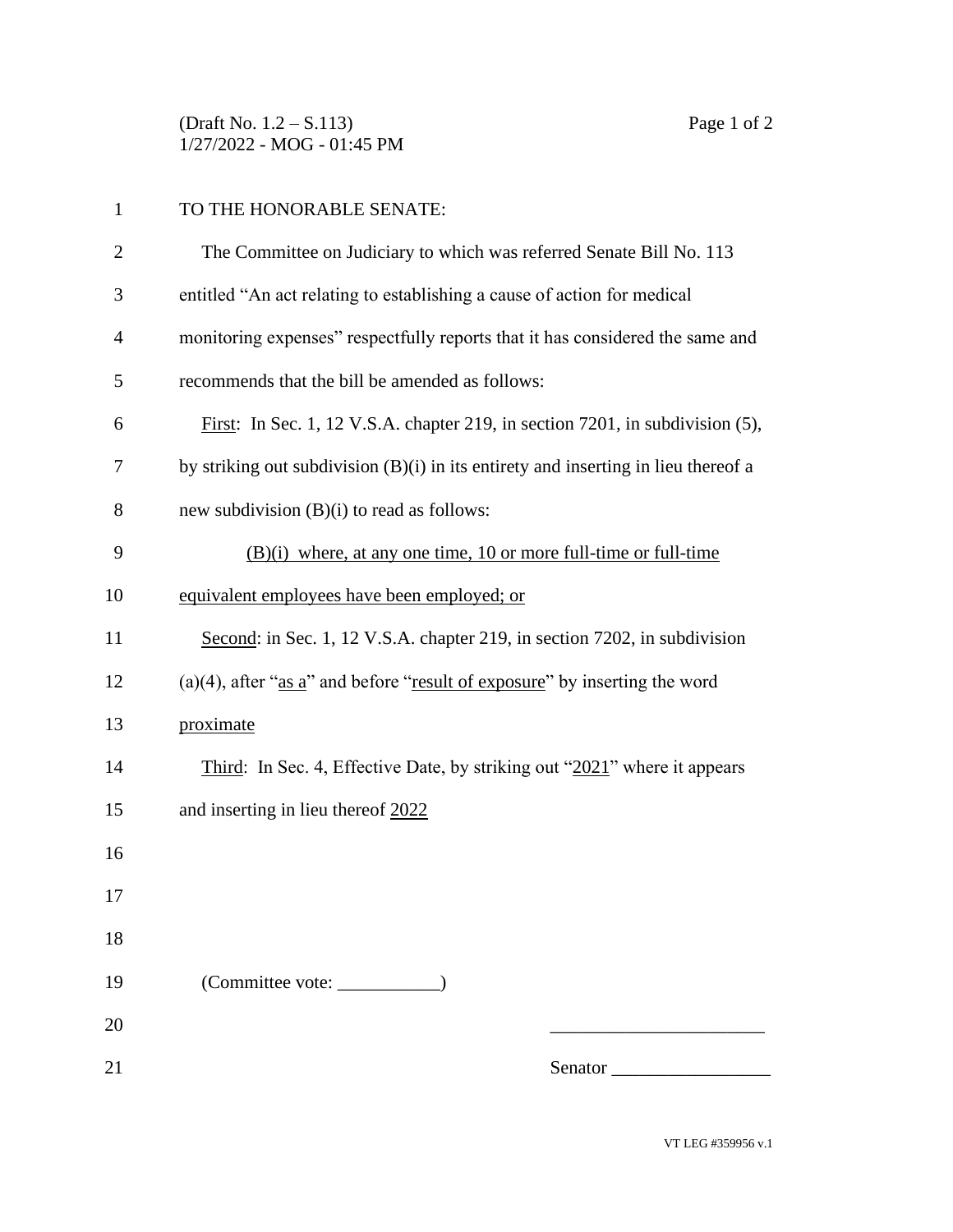TO THE HONORABLE SENATE:

The Committee on Judiciary to which was referred Senate Bill No. 113 entitled "An act relating to establishing a cause of action for medical monitoring expenses" respectfully reports that it has considered the same and recommends that the bill be amended as follows:

First: In Sec. 1, 12 V.S.A. chapter 219, in section 7201, in subdivision (5), by striking out subdivision (B)(i) in its entirety and inserting in lieu thereof a new subdivision (B)(i) to read as follows:

(B)(i) where, at any one time, 10 or more full-time or full-time equivalent employees have been employed; or

Second: in Sec. 1, 12 V.S.A. chapter 219, in section 7202, in subdivision (a)(4), after "as a" and before "result of exposure" by inserting the word proximate

Third: In Sec. 4, Effective Date, by striking out "2021" where it appears and inserting in lieu thereof 2022

(Committee vote: ___________)

_______________________

Senator _________________

VT LEG #359956 v.1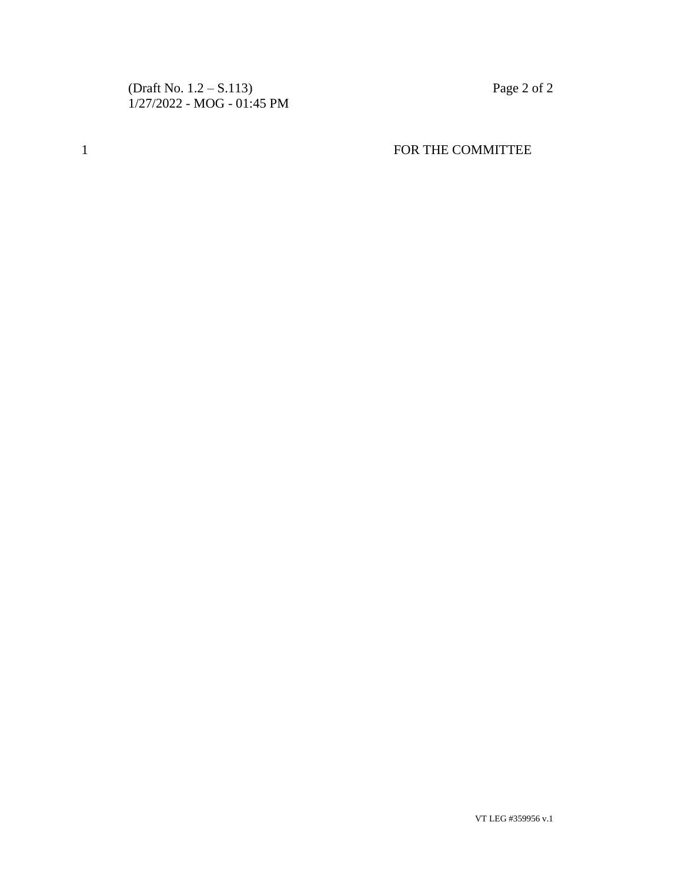FOR THE COMMITTEE